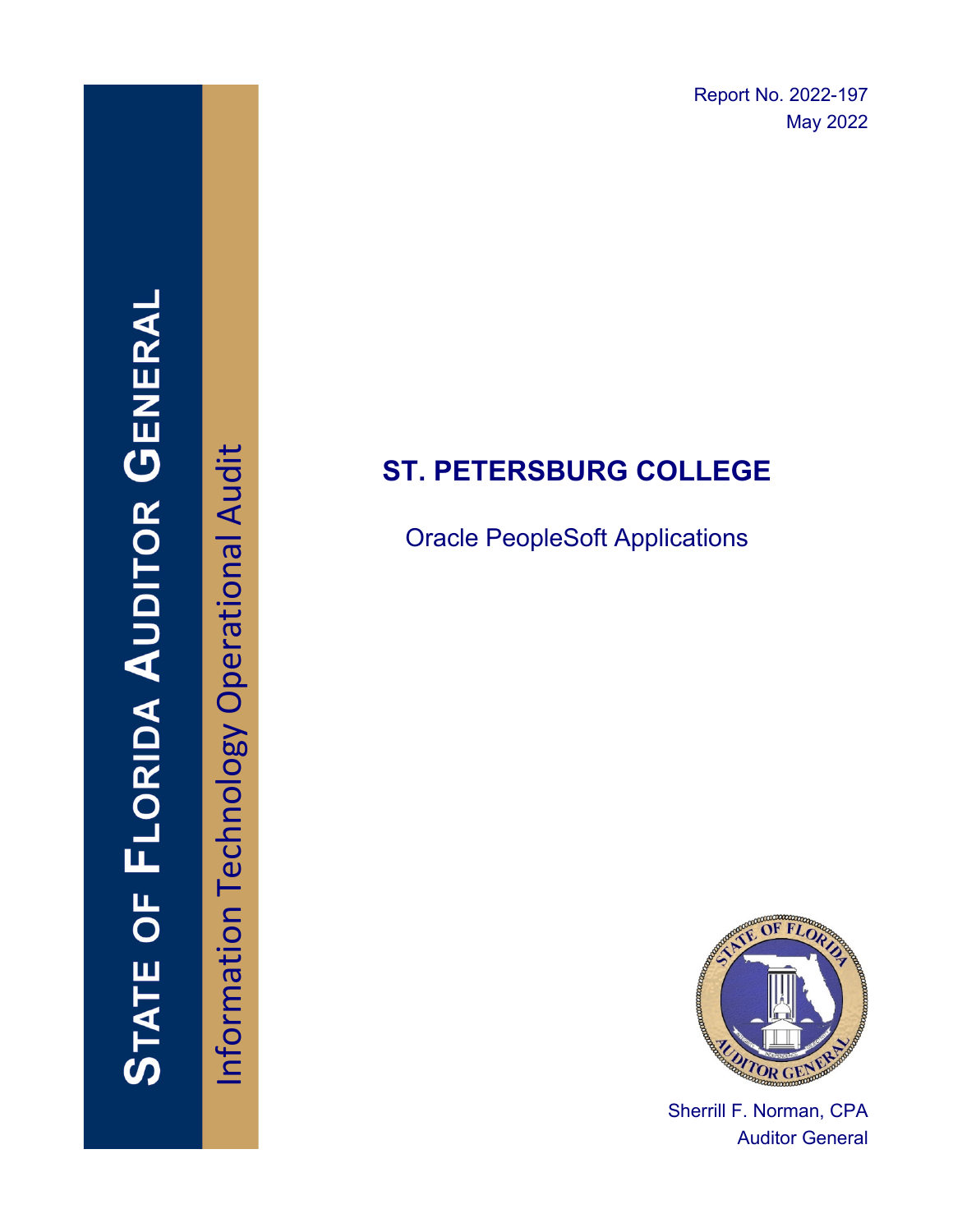Report No. 2022-197
May 2022

# STATE OF FLORIDA AUDITOR GENERAL

Information Technology Operational Audit

# ST. PETERSBURG COLLEGE

## Oracle PeopleSoft Applications

Sherrill F. Norman, CPA
Auditor General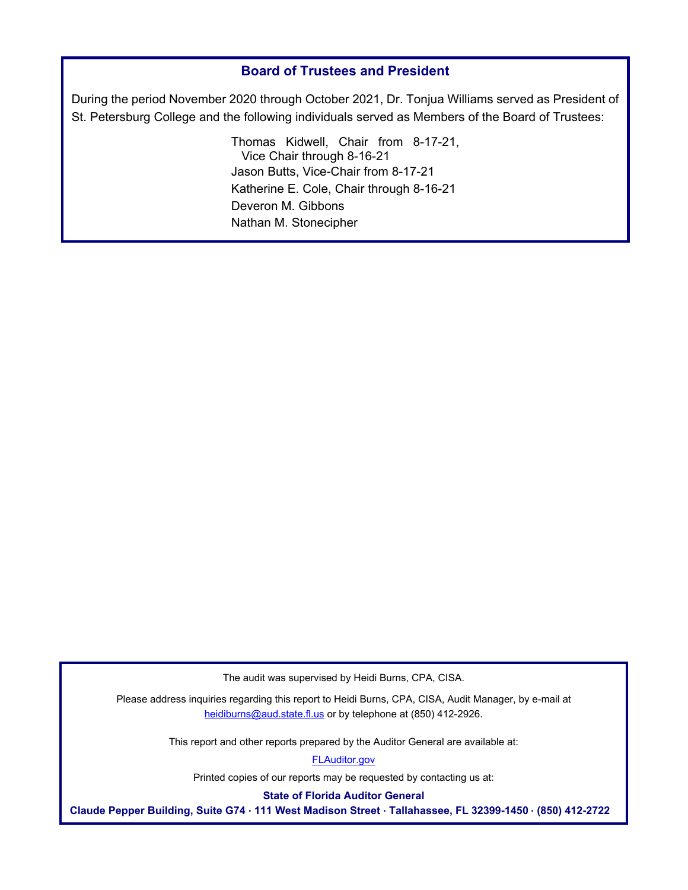## Board of Trustees and President

During the period November 2020 through October 2021, Dr. Tonjua Williams served as President of St. Petersburg College and the following individuals served as Members of the Board of Trustees:

- Thomas Kidwell, Chair from 8-17-21, Vice Chair through 8-16-21
- Jason Butts, Vice-Chair from 8-17-21
- Katherine E. Cole, Chair through 8-16-21
- Deveron M. Gibbons
- Nathan M. Stonecipher

The audit was supervised by Heidi Burns, CPA, CISA.

Please address inquiries regarding this report to Heidi Burns, CPA, CISA, Audit Manager, by e-mail at heidiburns@aud.state.fl.us or by telephone at (850) 412-2926.

This report and other reports prepared by the Auditor General are available at:

FLAuditor.gov

Printed copies of our reports may be requested by contacting us at:

**State of Florida Auditor General**

**Claude Pepper Building, Suite G74 · 111 West Madison Street · Tallahassee, FL 32399-1450 · (850) 412-2722**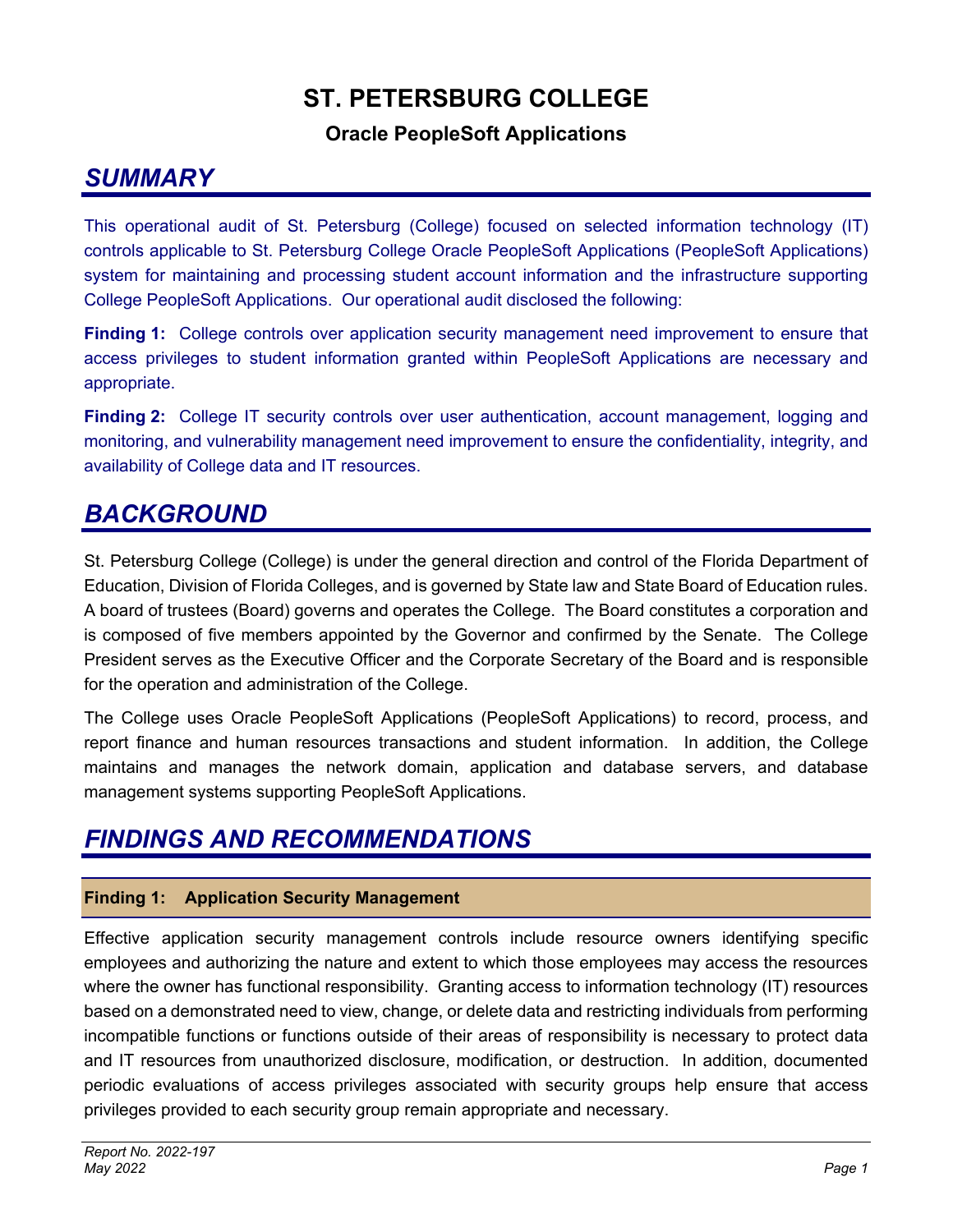# ST. PETERSBURG COLLEGE

### Oracle PeopleSoft Applications

## SUMMARY

This operational audit of St. Petersburg (College) focused on selected information technology (IT) controls applicable to St. Petersburg College Oracle PeopleSoft Applications (PeopleSoft Applications) system for maintaining and processing student account information and the infrastructure supporting College PeopleSoft Applications. Our operational audit disclosed the following:

**Finding 1:** College controls over application security management need improvement to ensure that access privileges to student information granted within PeopleSoft Applications are necessary and appropriate.

**Finding 2:** College IT security controls over user authentication, account management, logging and monitoring, and vulnerability management need improvement to ensure the confidentiality, integrity, and availability of College data and IT resources.

## BACKGROUND

St. Petersburg College (College) is under the general direction and control of the Florida Department of Education, Division of Florida Colleges, and is governed by State law and State Board of Education rules. A board of trustees (Board) governs and operates the College. The Board constitutes a corporation and is composed of five members appointed by the Governor and confirmed by the Senate. The College President serves as the Executive Officer and the Corporate Secretary of the Board and is responsible for the operation and administration of the College.

The College uses Oracle PeopleSoft Applications (PeopleSoft Applications) to record, process, and report finance and human resources transactions and student information. In addition, the College maintains and manages the network domain, application and database servers, and database management systems supporting PeopleSoft Applications.

## FINDINGS AND RECOMMENDATIONS

### Finding 1: Application Security Management

Effective application security management controls include resource owners identifying specific employees and authorizing the nature and extent to which those employees may access the resources where the owner has functional responsibility. Granting access to information technology (IT) resources based on a demonstrated need to view, change, or delete data and restricting individuals from performing incompatible functions or functions outside of their areas of responsibility is necessary to protect data and IT resources from unauthorized disclosure, modification, or destruction. In addition, documented periodic evaluations of access privileges associated with security groups help ensure that access privileges provided to each security group remain appropriate and necessary.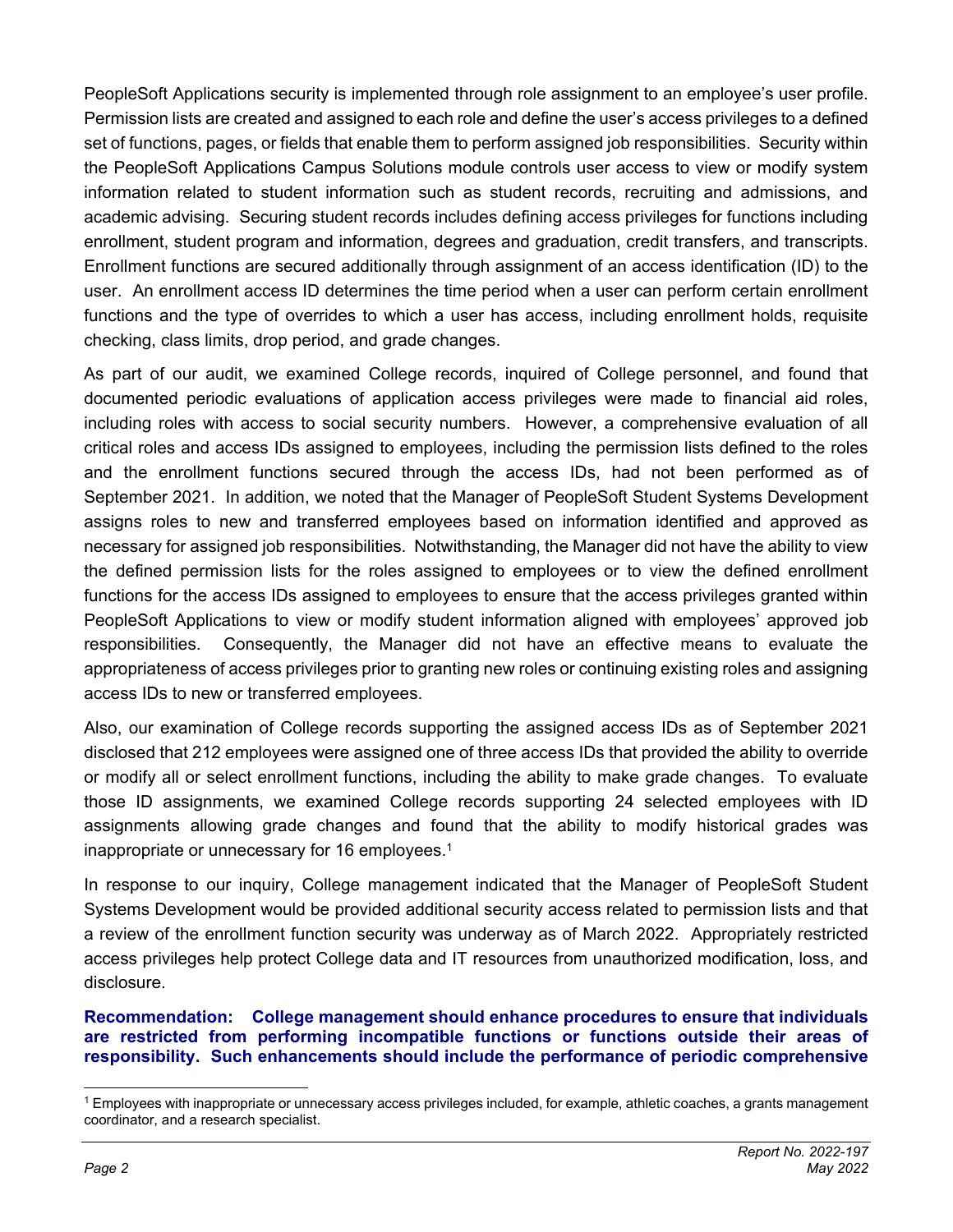PeopleSoft Applications security is implemented through role assignment to an employee's user profile. Permission lists are created and assigned to each role and define the user's access privileges to a defined set of functions, pages, or fields that enable them to perform assigned job responsibilities. Security within the PeopleSoft Applications Campus Solutions module controls user access to view or modify system information related to student information such as student records, recruiting and admissions, and academic advising. Securing student records includes defining access privileges for functions including enrollment, student program and information, degrees and graduation, credit transfers, and transcripts. Enrollment functions are secured additionally through assignment of an access identification (ID) to the user. An enrollment access ID determines the time period when a user can perform certain enrollment functions and the type of overrides to which a user has access, including enrollment holds, requisite checking, class limits, drop period, and grade changes.

As part of our audit, we examined College records, inquired of College personnel, and found that documented periodic evaluations of application access privileges were made to financial aid roles, including roles with access to social security numbers. However, a comprehensive evaluation of all critical roles and access IDs assigned to employees, including the permission lists defined to the roles and the enrollment functions secured through the access IDs, had not been performed as of September 2021. In addition, we noted that the Manager of PeopleSoft Student Systems Development assigns roles to new and transferred employees based on information identified and approved as necessary for assigned job responsibilities. Notwithstanding, the Manager did not have the ability to view the defined permission lists for the roles assigned to employees or to view the defined enrollment functions for the access IDs assigned to employees to ensure that the access privileges granted within PeopleSoft Applications to view or modify student information aligned with employees' approved job responsibilities. Consequently, the Manager did not have an effective means to evaluate the appropriateness of access privileges prior to granting new roles or continuing existing roles and assigning access IDs to new or transferred employees.

Also, our examination of College records supporting the assigned access IDs as of September 2021 disclosed that 212 employees were assigned one of three access IDs that provided the ability to override or modify all or select enrollment functions, including the ability to make grade changes. To evaluate those ID assignments, we examined College records supporting 24 selected employees with ID assignments allowing grade changes and found that the ability to modify historical grades was inappropriate or unnecessary for 16 employees.[1]

In response to our inquiry, College management indicated that the Manager of PeopleSoft Student Systems Development would be provided additional security access related to permission lists and that a review of the enrollment function security was underway as of March 2022. Appropriately restricted access privileges help protect College data and IT resources from unauthorized modification, loss, and disclosure.

**Recommendation: College management should enhance procedures to ensure that individuals are restricted from performing incompatible functions or functions outside their areas of responsibility. Such enhancements should include the performance of periodic comprehensive**

[1] Employees with inappropriate or unnecessary access privileges included, for example, athletic coaches, a grants management coordinator, and a research specialist.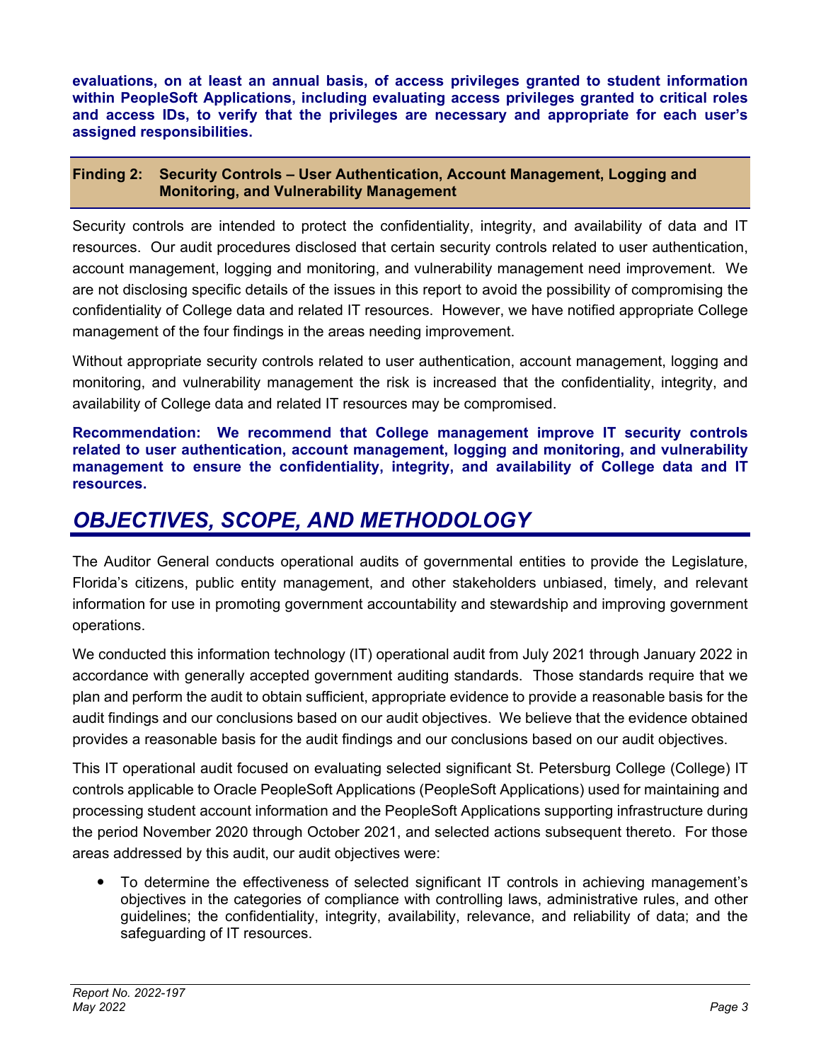**evaluations, on at least an annual basis, of access privileges granted to student information within PeopleSoft Applications, including evaluating access privileges granted to critical roles and access IDs, to verify that the privileges are necessary and appropriate for each user's assigned responsibilities.**

### Finding 2: Security Controls – User Authentication, Account Management, Logging and Monitoring, and Vulnerability Management

Security controls are intended to protect the confidentiality, integrity, and availability of data and IT resources. Our audit procedures disclosed that certain security controls related to user authentication, account management, logging and monitoring, and vulnerability management need improvement. We are not disclosing specific details of the issues in this report to avoid the possibility of compromising the confidentiality of College data and related IT resources. However, we have notified appropriate College management of the four findings in the areas needing improvement.

Without appropriate security controls related to user authentication, account management, logging and monitoring, and vulnerability management the risk is increased that the confidentiality, integrity, and availability of College data and related IT resources may be compromised.

**Recommendation: We recommend that College management improve IT security controls related to user authentication, account management, logging and monitoring, and vulnerability management to ensure the confidentiality, integrity, and availability of College data and IT resources.**

## *OBJECTIVES, SCOPE, AND METHODOLOGY*

The Auditor General conducts operational audits of governmental entities to provide the Legislature, Florida's citizens, public entity management, and other stakeholders unbiased, timely, and relevant information for use in promoting government accountability and stewardship and improving government operations.

We conducted this information technology (IT) operational audit from July 2021 through January 2022 in accordance with generally accepted government auditing standards. Those standards require that we plan and perform the audit to obtain sufficient, appropriate evidence to provide a reasonable basis for the audit findings and our conclusions based on our audit objectives. We believe that the evidence obtained provides a reasonable basis for the audit findings and our conclusions based on our audit objectives.

This IT operational audit focused on evaluating selected significant St. Petersburg College (College) IT controls applicable to Oracle PeopleSoft Applications (PeopleSoft Applications) used for maintaining and processing student account information and the PeopleSoft Applications supporting infrastructure during the period November 2020 through October 2021, and selected actions subsequent thereto. For those areas addressed by this audit, our audit objectives were:

- To determine the effectiveness of selected significant IT controls in achieving management's objectives in the categories of compliance with controlling laws, administrative rules, and other guidelines; the confidentiality, integrity, availability, relevance, and reliability of data; and the safeguarding of IT resources.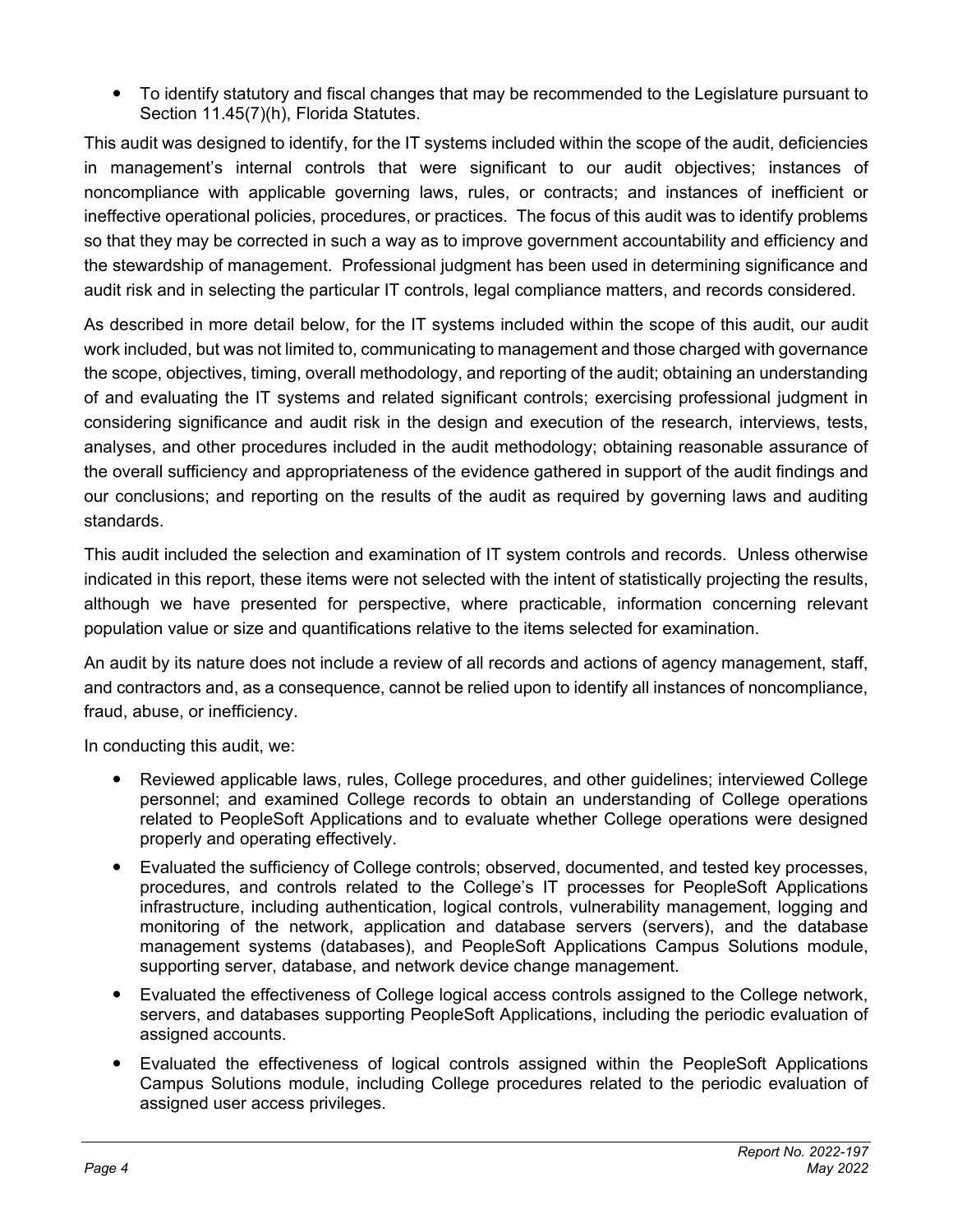- To identify statutory and fiscal changes that may be recommended to the Legislature pursuant to Section 11.45(7)(h), Florida Statutes.

This audit was designed to identify, for the IT systems included within the scope of the audit, deficiencies in management's internal controls that were significant to our audit objectives; instances of noncompliance with applicable governing laws, rules, or contracts; and instances of inefficient or ineffective operational policies, procedures, or practices. The focus of this audit was to identify problems so that they may be corrected in such a way as to improve government accountability and efficiency and the stewardship of management. Professional judgment has been used in determining significance and audit risk and in selecting the particular IT controls, legal compliance matters, and records considered.

As described in more detail below, for the IT systems included within the scope of this audit, our audit work included, but was not limited to, communicating to management and those charged with governance the scope, objectives, timing, overall methodology, and reporting of the audit; obtaining an understanding of and evaluating the IT systems and related significant controls; exercising professional judgment in considering significance and audit risk in the design and execution of the research, interviews, tests, analyses, and other procedures included in the audit methodology; obtaining reasonable assurance of the overall sufficiency and appropriateness of the evidence gathered in support of the audit findings and our conclusions; and reporting on the results of the audit as required by governing laws and auditing standards.

This audit included the selection and examination of IT system controls and records. Unless otherwise indicated in this report, these items were not selected with the intent of statistically projecting the results, although we have presented for perspective, where practicable, information concerning relevant population value or size and quantifications relative to the items selected for examination.

An audit by its nature does not include a review of all records and actions of agency management, staff, and contractors and, as a consequence, cannot be relied upon to identify all instances of noncompliance, fraud, abuse, or inefficiency.

In conducting this audit, we:

- Reviewed applicable laws, rules, College procedures, and other guidelines; interviewed College personnel; and examined College records to obtain an understanding of College operations related to PeopleSoft Applications and to evaluate whether College operations were designed properly and operating effectively.
- Evaluated the sufficiency of College controls; observed, documented, and tested key processes, procedures, and controls related to the College's IT processes for PeopleSoft Applications infrastructure, including authentication, logical controls, vulnerability management, logging and monitoring of the network, application and database servers (servers), and the database management systems (databases), and PeopleSoft Applications Campus Solutions module, supporting server, database, and network device change management.
- Evaluated the effectiveness of College logical access controls assigned to the College network, servers, and databases supporting PeopleSoft Applications, including the periodic evaluation of assigned accounts.
- Evaluated the effectiveness of logical controls assigned within the PeopleSoft Applications Campus Solutions module, including College procedures related to the periodic evaluation of assigned user access privileges.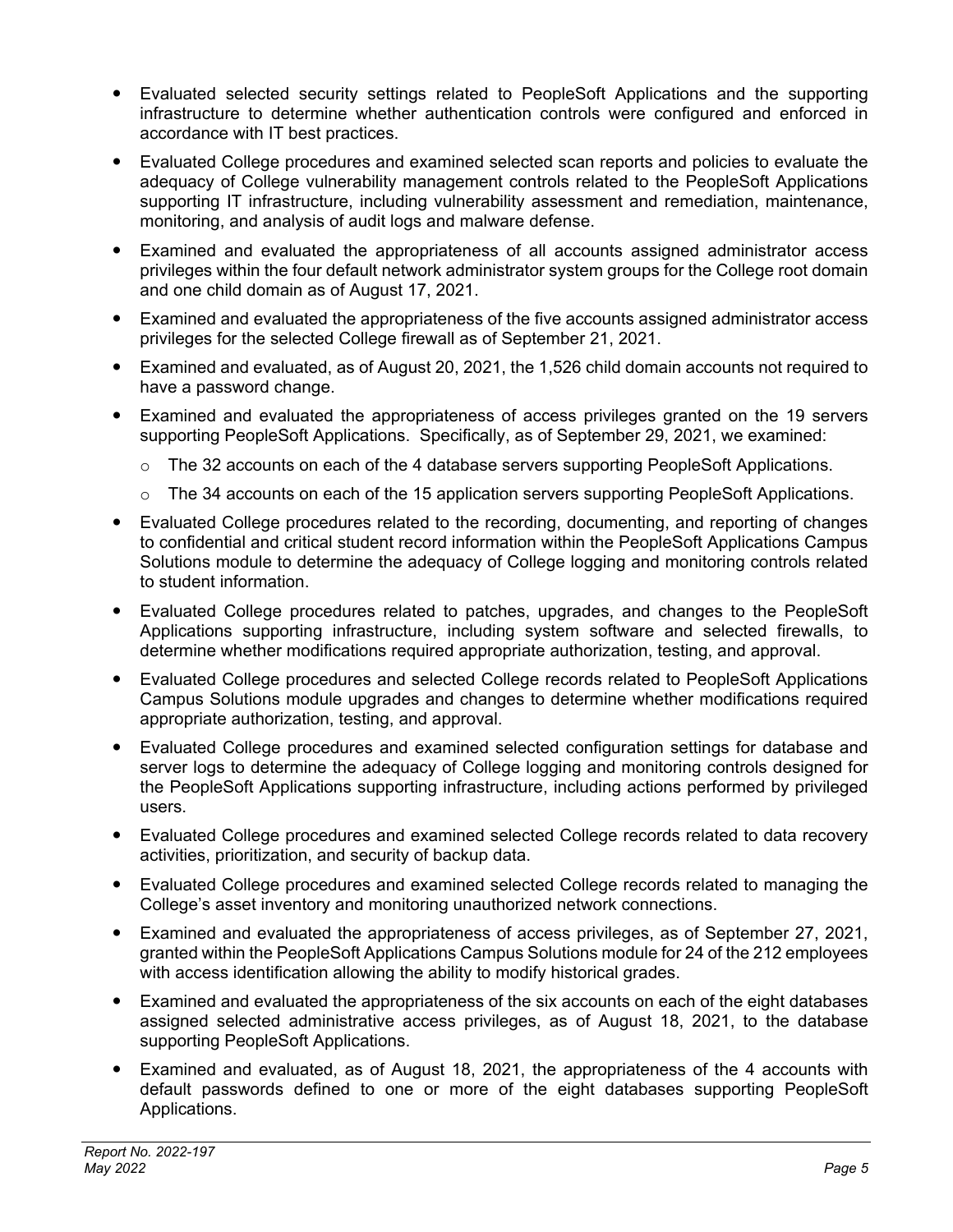- Evaluated selected security settings related to PeopleSoft Applications and the supporting infrastructure to determine whether authentication controls were configured and enforced in accordance with IT best practices.
- Evaluated College procedures and examined selected scan reports and policies to evaluate the adequacy of College vulnerability management controls related to the PeopleSoft Applications supporting IT infrastructure, including vulnerability assessment and remediation, maintenance, monitoring, and analysis of audit logs and malware defense.
- Examined and evaluated the appropriateness of all accounts assigned administrator access privileges within the four default network administrator system groups for the College root domain and one child domain as of August 17, 2021.
- Examined and evaluated the appropriateness of the five accounts assigned administrator access privileges for the selected College firewall as of September 21, 2021.
- Examined and evaluated, as of August 20, 2021, the 1,526 child domain accounts not required to have a password change.
- Examined and evaluated the appropriateness of access privileges granted on the 19 servers supporting PeopleSoft Applications. Specifically, as of September 29, 2021, we examined:
  - The 32 accounts on each of the 4 database servers supporting PeopleSoft Applications.
  - The 34 accounts on each of the 15 application servers supporting PeopleSoft Applications.
- Evaluated College procedures related to the recording, documenting, and reporting of changes to confidential and critical student record information within the PeopleSoft Applications Campus Solutions module to determine the adequacy of College logging and monitoring controls related to student information.
- Evaluated College procedures related to patches, upgrades, and changes to the PeopleSoft Applications supporting infrastructure, including system software and selected firewalls, to determine whether modifications required appropriate authorization, testing, and approval.
- Evaluated College procedures and selected College records related to PeopleSoft Applications Campus Solutions module upgrades and changes to determine whether modifications required appropriate authorization, testing, and approval.
- Evaluated College procedures and examined selected configuration settings for database and server logs to determine the adequacy of College logging and monitoring controls designed for the PeopleSoft Applications supporting infrastructure, including actions performed by privileged users.
- Evaluated College procedures and examined selected College records related to data recovery activities, prioritization, and security of backup data.
- Evaluated College procedures and examined selected College records related to managing the College's asset inventory and monitoring unauthorized network connections.
- Examined and evaluated the appropriateness of access privileges, as of September 27, 2021, granted within the PeopleSoft Applications Campus Solutions module for 24 of the 212 employees with access identification allowing the ability to modify historical grades.
- Examined and evaluated the appropriateness of the six accounts on each of the eight databases assigned selected administrative access privileges, as of August 18, 2021, to the database supporting PeopleSoft Applications.
- Examined and evaluated, as of August 18, 2021, the appropriateness of the 4 accounts with default passwords defined to one or more of the eight databases supporting PeopleSoft Applications.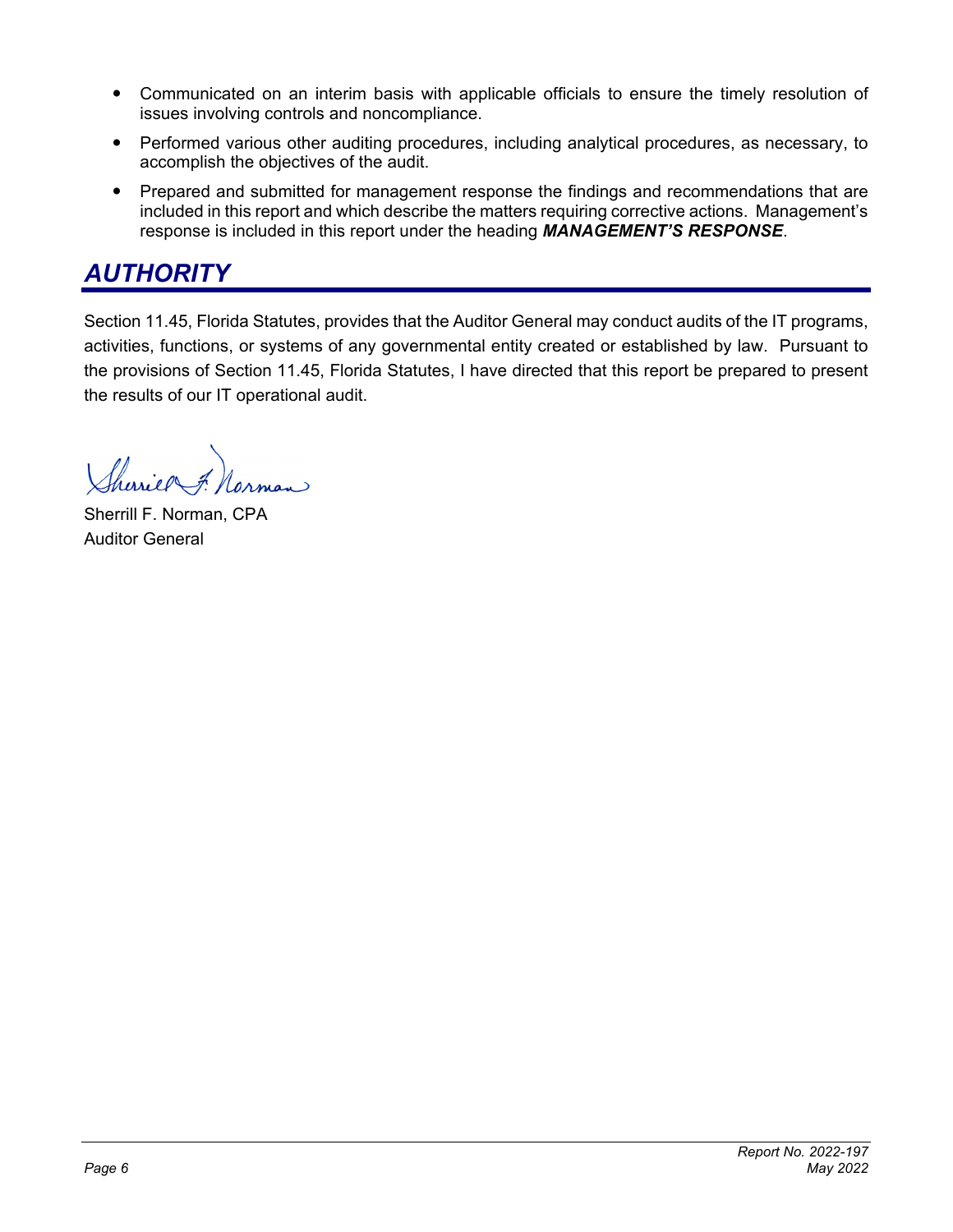- Communicated on an interim basis with applicable officials to ensure the timely resolution of issues involving controls and noncompliance.
- Performed various other auditing procedures, including analytical procedures, as necessary, to accomplish the objectives of the audit.
- Prepared and submitted for management response the findings and recommendations that are included in this report and which describe the matters requiring corrective actions. Management's response is included in this report under the heading ***MANAGEMENT'S RESPONSE***.

## AUTHORITY

Section 11.45, Florida Statutes, provides that the Auditor General may conduct audits of the IT programs, activities, functions, or systems of any governmental entity created or established by law. Pursuant to the provisions of Section 11.45, Florida Statutes, I have directed that this report be prepared to present the results of our IT operational audit.

Sherrill F. Norman, CPA
Auditor General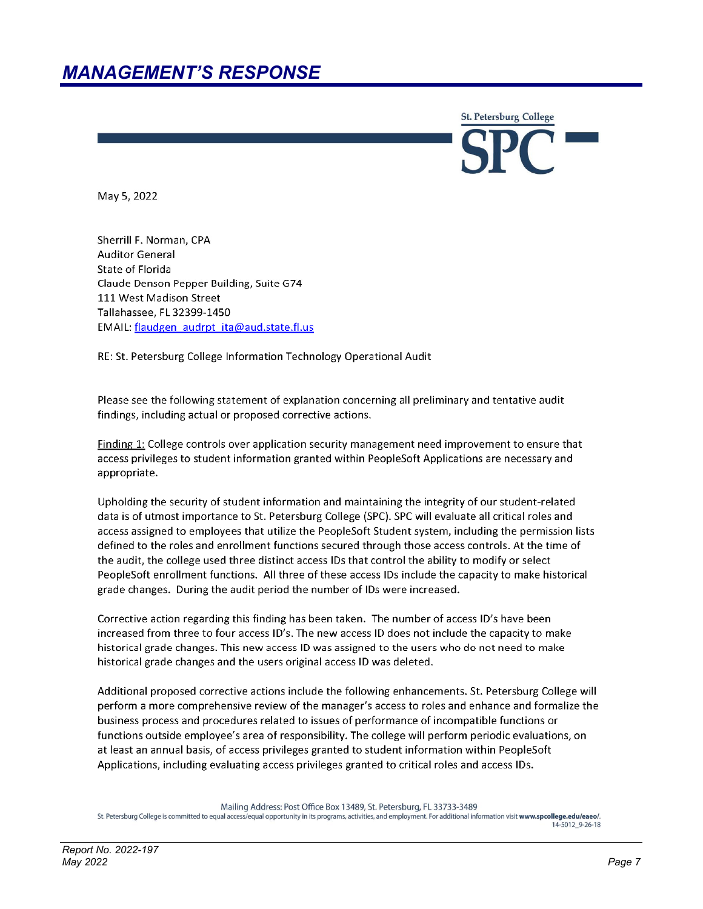# MANAGEMENT'S RESPONSE

St. Petersburg College

SPC

May 5, 2022

Sherrill F. Norman, CPA
Auditor General
State of Florida
Claude Denson Pepper Building, Suite G74
111 West Madison Street
Tallahassee, FL 32399-1450
EMAIL: flaudgen_audrpt_ita@aud.state.fl.us

RE: St. Petersburg College Information Technology Operational Audit

Please see the following statement of explanation concerning all preliminary and tentative audit findings, including actual or proposed corrective actions.

Finding 1: College controls over application security management need improvement to ensure that access privileges to student information granted within PeopleSoft Applications are necessary and appropriate.

Upholding the security of student information and maintaining the integrity of our student-related data is of utmost importance to St. Petersburg College (SPC). SPC will evaluate all critical roles and access assigned to employees that utilize the PeopleSoft Student system, including the permission lists defined to the roles and enrollment functions secured through those access controls. At the time of the audit, the college used three distinct access IDs that control the ability to modify or select PeopleSoft enrollment functions. All three of these access IDs include the capacity to make historical grade changes. During the audit period the number of IDs were increased.

Corrective action regarding this finding has been taken. The number of access ID's have been increased from three to four access ID's. The new access ID does not include the capacity to make historical grade changes. This new access ID was assigned to the users who do not need to make historical grade changes and the users original access ID was deleted.

Additional proposed corrective actions include the following enhancements. St. Petersburg College will perform a more comprehensive review of the manager's access to roles and enhance and formalize the business process and procedures related to issues of performance of incompatible functions or functions outside employee's area of responsibility. The college will perform periodic evaluations, on at least an annual basis, of access privileges granted to student information within PeopleSoft Applications, including evaluating access privileges granted to critical roles and access IDs.

Mailing Address: Post Office Box 13489, St. Petersburg, FL 33733-3489
St. Petersburg College is committed to equal access/equal opportunity in its programs, activities, and employment. For additional information visit **www.spcollege.edu/eaeo/**.
14-5012_9-26-18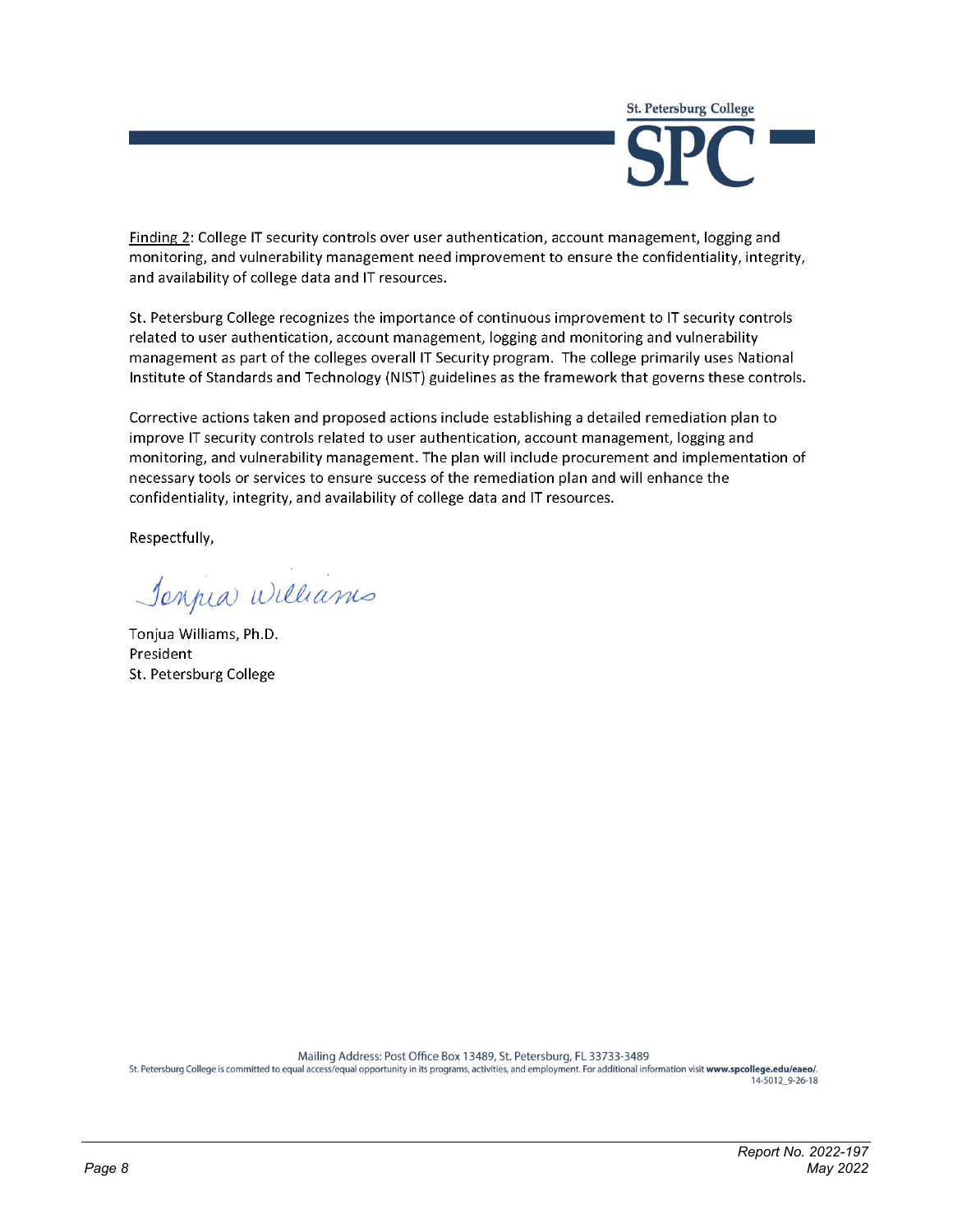St. Petersburg College

SPC

Finding 2: College IT security controls over user authentication, account management, logging and monitoring, and vulnerability management need improvement to ensure the confidentiality, integrity, and availability of college data and IT resources.

St. Petersburg College recognizes the importance of continuous improvement to IT security controls related to user authentication, account management, logging and monitoring and vulnerability management as part of the colleges overall IT Security program. The college primarily uses National Institute of Standards and Technology (NIST) guidelines as the framework that governs these controls.

Corrective actions taken and proposed actions include establishing a detailed remediation plan to improve IT security controls related to user authentication, account management, logging and monitoring, and vulnerability management. The plan will include procurement and implementation of necessary tools or services to ensure success of the remediation plan and will enhance the confidentiality, integrity, and availability of college data and IT resources.

Respectfully,

Tonjua Williams

Tonjua Williams, Ph.D.
President
St. Petersburg College

Mailing Address: Post Office Box 13489, St. Petersburg, FL 33733-3489
St. Petersburg College is committed to equal access/equal opportunity in its programs, activities, and employment. For additional information visit **www.spcollege.edu/eaeo/**.
14-5012_9-26-18